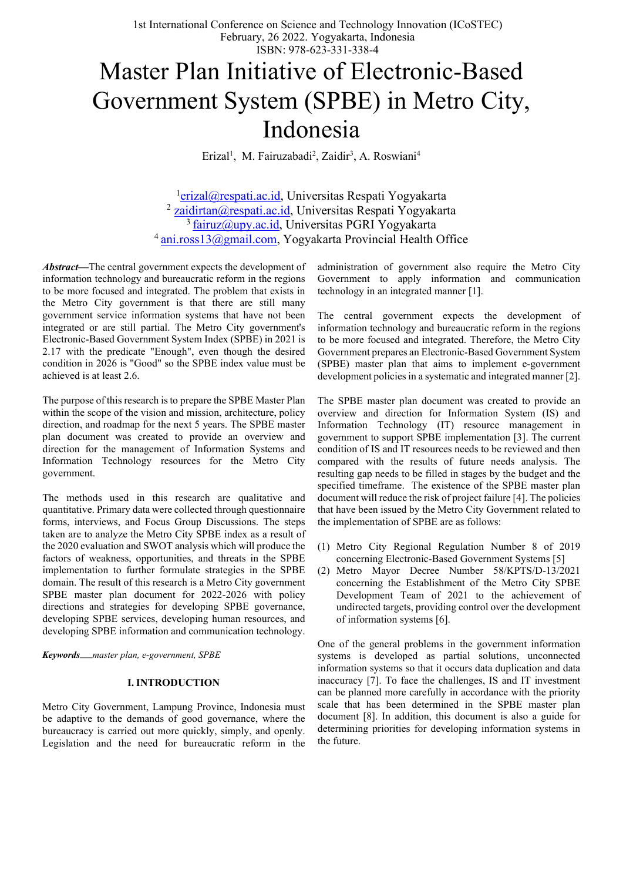# Master Plan Initiative of Electronic-Based Government System (SPBE) in Metro City, Indonesia

Erizal[1], M. Fairuzabadi[2], Zaidir[3], A. Roswiani[4]

[1]erizal@respati.ac.id, Universitas Respati Yogyakarta
[2] zaidirtan@respati.ac.id, Universitas Respati Yogyakarta
[3] fairuz@upy.ac.id, Universitas PGRI Yogyakarta
[4] ani.ross13@gmail.com, Yogyakarta Provincial Health Office

***Abstract*****—**The central government expects the development of information technology and bureaucratic reform in the regions to be more focused and integrated. The problem that exists in the Metro City government is that there are still many government service information systems that have not been integrated or are still partial. The Metro City government's Electronic-Based Government System Index (SPBE) in 2021 is 2.17 with the predicate "Enough", even though the desired condition in 2026 is "Good" so the SPBE index value must be achieved is at least 2.6.

The purpose of this research is to prepare the SPBE Master Plan within the scope of the vision and mission, architecture, policy direction, and roadmap for the next 5 years. The SPBE master plan document was created to provide an overview and direction for the management of Information Systems and Information Technology resources for the Metro City government.

The methods used in this research are qualitative and quantitative. Primary data were collected through questionnaire forms, interviews, and Focus Group Discussions. The steps taken are to analyze the Metro City SPBE index as a result of the 2020 evaluation and SWOT analysis which will produce the factors of weakness, opportunities, and threats in the SPBE implementation to further formulate strategies in the SPBE domain. The result of this research is a Metro City government SPBE master plan document for 2022-2026 with policy directions and strategies for developing SPBE governance, developing SPBE services, developing human resources, and developing SPBE information and communication technology.

***Keywords*****—***master plan, e-government, SPBE*

## I. INTRODUCTION

Metro City Government, Lampung Province, Indonesia must be adaptive to the demands of good governance, where the bureaucracy is carried out more quickly, simply, and openly. Legislation and the need for bureaucratic reform in the administration of government also require the Metro City Government to apply information and communication technology in an integrated manner [1].

The central government expects the development of information technology and bureaucratic reform in the regions to be more focused and integrated. Therefore, the Metro City Government prepares an Electronic-Based Government System (SPBE) master plan that aims to implement e-government development policies in a systematic and integrated manner [2].

The SPBE master plan document was created to provide an overview and direction for Information System (IS) and Information Technology (IT) resource management in government to support SPBE implementation [3]. The current condition of IS and IT resources needs to be reviewed and then compared with the results of future needs analysis. The resulting gap needs to be filled in stages by the budget and the specified timeframe. The existence of the SPBE master plan document will reduce the risk of project failure [4]. The policies that have been issued by the Metro City Government related to the implementation of SPBE are as follows:

(1) Metro City Regional Regulation Number 8 of 2019 concerning Electronic-Based Government Systems [5]
(2) Metro Mayor Decree Number 58/KPTS/D-13/2021 concerning the Establishment of the Metro City SPBE Development Team of 2021 to the achievement of undirected targets, providing control over the development of information systems [6].

One of the general problems in the government information systems is developed as partial solutions, unconnected information systems so that it occurs data duplication and data inaccuracy [7]. To face the challenges, IS and IT investment can be planned more carefully in accordance with the priority scale that has been determined in the SPBE master plan document [8]. In addition, this document is also a guide for determining priorities for developing information systems in the future.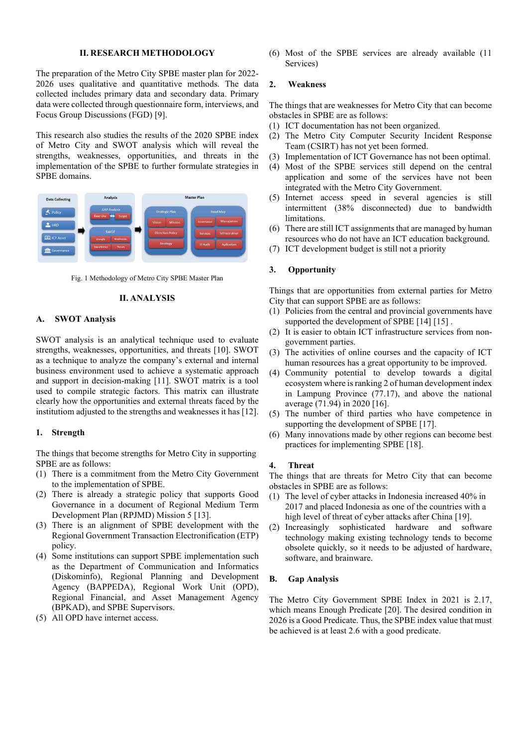## II. RESEARCH METHODOLOGY

The preparation of the Metro City SPBE master plan for 2022-2026 uses qualitative and quantitative methods. The data collected includes primary data and secondary data. Primary data were collected through questionnaire form, interviews, and Focus Group Discussions (FGD) [9].

This research also studies the results of the 2020 SPBE index of Metro City and SWOT analysis which will reveal the strengths, weaknesses, opportunities, and threats in the implementation of the SPBE to further formulate strategies in SPBE domains.

Fig. 1 Methodology of Metro City SPBE Master Plan

## II. ANALYSIS

### A. SWOT Analysis

SWOT analysis is an analytical technique used to evaluate strengths, weaknesses, opportunities, and threats [10]. SWOT as a technique to analyze the company's external and internal business environment used to achieve a systematic approach and support in decision-making [11]. SWOT matrix is a tool used to compile strategic factors. This matrix can illustrate clearly how the opportunities and external threats faced by the institutiom adjusted to the strengths and weaknesses it has [12].

#### 1. Strength

The things that become strengths for Metro City in supporting SPBE are as follows:

(1) There is a commitment from the Metro City Government to the implementation of SPBE.
(2) There is already a strategic policy that supports Good Governance in a document of Regional Medium Term Development Plan (RPJMD) Mission 5 [13].
(3) There is an alignment of SPBE development with the Regional Government Transaction Electronification (ETP) policy.
(4) Some institutions can support SPBE implementation such as the Department of Communication and Informatics (Diskominfo), Regional Planning and Development Agency (BAPPEDA), Regional Work Unit (OPD), Regional Financial, and Asset Management Agency (BPKAD), and SPBE Supervisors.
(5) All OPD have internet access.
(6) Most of the SPBE services are already available (11 Services)

#### 2. Weakness

The things that are weaknesses for Metro City that can become obstacles in SPBE are as follows:

(1) ICT documentation has not been organized.
(2) The Metro City Computer Security Incident Response Team (CSIRT) has not yet been formed.
(3) Implementation of ICT Governance has not been optimal.
(4) Most of the SPBE services still depend on the central application and some of the services have not been integrated with the Metro City Government.
(5) Internet access speed in several agencies is still intermittent (38% disconnected) due to bandwidth limitations.
(6) There are still ICT assignments that are managed by human resources who do not have an ICT education background.
(7) ICT development budget is still not a priority

#### 3. Opportunity

Things that are opportunities from external parties for Metro City that can support SPBE are as follows:

(1) Policies from the central and provincial governments have supported the development of SPBE [14] [15] .
(2) It is easier to obtain ICT infrastructure services from non-government parties.
(3) The activities of online courses and the capacity of ICT human resources has a great opportunity to be improved.
(4) Community potential to develop towards a digital ecosystem where is ranking 2 of human development index in Lampung Province (77.17), and above the national average (71.94) in 2020 [16].
(5) The number of third parties who have competence in supporting the development of SPBE [17].
(6) Many innovations made by other regions can become best practices for implementing SPBE [18].

#### 4. Threat

The things that are threats for Metro City that can become obstacles in SPBE are as follows:

(1) The level of cyber attacks in Indonesia increased 40% in 2017 and placed Indonesia as one of the countries with a high level of threat of cyber attacks after China [19].
(2) Increasingly sophisticated hardware and software technology making existing technology tends to become obsolete quickly, so it needs to be adjusted of hardware, software, and brainware.

### B. Gap Analysis

The Metro City Government SPBE Index in 2021 is 2.17, which means Enough Predicate [20]. The desired condition in 2026 is a Good Predicate. Thus, the SPBE index value that must be achieved is at least 2.6 with a good predicate.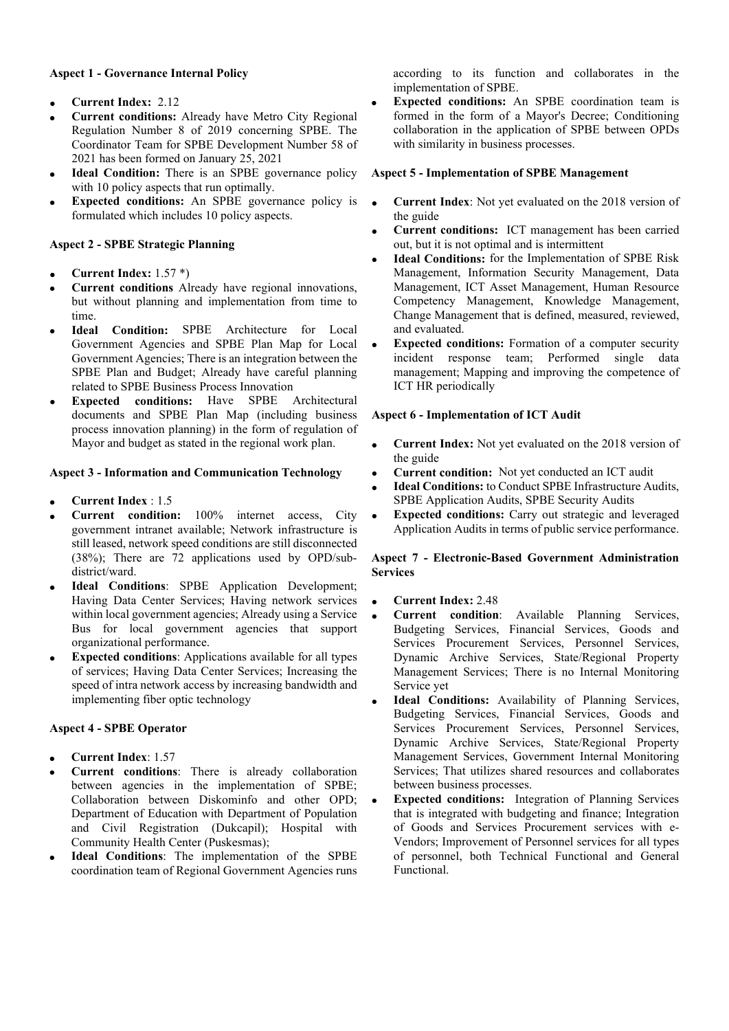**Aspect 1 - Governance Internal Policy**

- **Current Index:** 2.12
- **Current conditions:** Already have Metro City Regional Regulation Number 8 of 2019 concerning SPBE. The Coordinator Team for SPBE Development Number 58 of 2021 has been formed on January 25, 2021
- **Ideal Condition:** There is an SPBE governance policy with 10 policy aspects that run optimally.
- **Expected conditions:** An SPBE governance policy is formulated which includes 10 policy aspects.

**Aspect 2 - SPBE Strategic Planning**

- **Current Index:** 1.57 *)
- **Current conditions** Already have regional innovations, but without planning and implementation from time to time.
- **Ideal Condition:** SPBE Architecture for Local Government Agencies and SPBE Plan Map for Local Government Agencies; There is an integration between the SPBE Plan and Budget; Already have careful planning related to SPBE Business Process Innovation
- **Expected conditions:** Have SPBE Architectural documents and SPBE Plan Map (including business process innovation planning) in the form of regulation of Mayor and budget as stated in the regional work plan.

**Aspect 3 - Information and Communication Technology**

- **Current Index** : 1.5
- **Current condition:** 100% internet access, City government intranet available; Network infrastructure is still leased, network speed conditions are still disconnected (38%); There are 72 applications used by OPD/sub-district/ward.
- **Ideal Conditions**: SPBE Application Development; Having Data Center Services; Having network services within local government agencies; Already using a Service Bus for local government agencies that support organizational performance.
- **Expected conditions**: Applications available for all types of services; Having Data Center Services; Increasing the speed of intra network access by increasing bandwidth and implementing fiber optic technology

**Aspect 4 - SPBE Operator**

- **Current Index**: 1.57
- **Current conditions**: There is already collaboration between agencies in the implementation of SPBE; Collaboration between Diskominfo and other OPD; Department of Education with Department of Population and Civil Registration (Dukcapil); Hospital with Community Health Center (Puskesmas);
- **Ideal Conditions**: The implementation of the SPBE coordination team of Regional Government Agencies runs according to its function and collaborates in the implementation of SPBE.
- **Expected conditions:** An SPBE coordination team is formed in the form of a Mayor's Decree; Conditioning collaboration in the application of SPBE between OPDs with similarity in business processes.

**Aspect 5 - Implementation of SPBE Management**

- **Current Index**: Not yet evaluated on the 2018 version of the guide
- **Current conditions:** ICT management has been carried out, but it is not optimal and is intermittent
- **Ideal Conditions:** for the Implementation of SPBE Risk Management, Information Security Management, Data Management, ICT Asset Management, Human Resource Competency Management, Knowledge Management, Change Management that is defined, measured, reviewed, and evaluated.
- **Expected conditions:** Formation of a computer security incident response team; Performed single data management; Mapping and improving the competence of ICT HR periodically

**Aspect 6 - Implementation of ICT Audit**

- **Current Index:** Not yet evaluated on the 2018 version of the guide
- **Current condition:** Not yet conducted an ICT audit
- **Ideal Conditions:** to Conduct SPBE Infrastructure Audits, SPBE Application Audits, SPBE Security Audits
- **Expected conditions:** Carry out strategic and leveraged Application Audits in terms of public service performance.

**Aspect 7 - Electronic-Based Government Administration Services**

- **Current Index:** 2.48
- **Current condition**: Available Planning Services, Budgeting Services, Financial Services, Goods and Services Procurement Services, Personnel Services, Dynamic Archive Services, State/Regional Property Management Services; There is no Internal Monitoring Service yet
- **Ideal Conditions:** Availability of Planning Services, Budgeting Services, Financial Services, Goods and Services Procurement Services, Personnel Services, Dynamic Archive Services, State/Regional Property Management Services, Government Internal Monitoring Services; That utilizes shared resources and collaborates between business processes.
- **Expected conditions:** Integration of Planning Services that is integrated with budgeting and finance; Integration of Goods and Services Procurement services with e-Vendors; Improvement of Personnel services for all types of personnel, both Technical Functional and General Functional.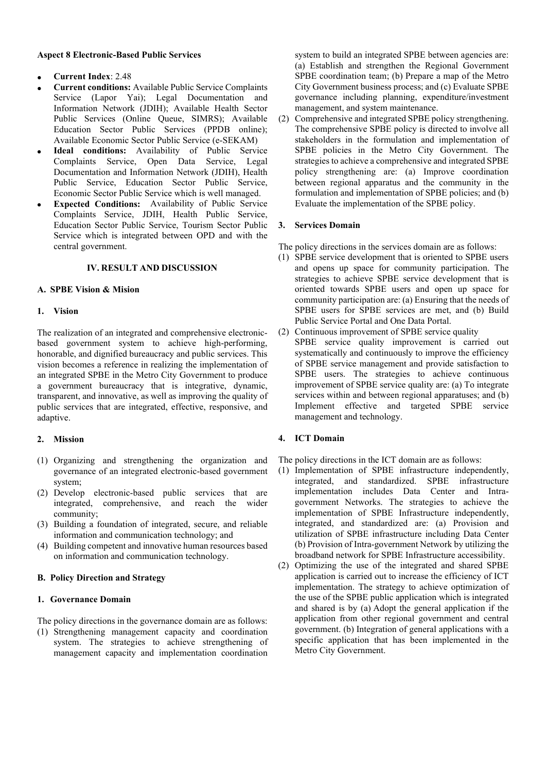**Aspect 8 Electronic-Based Public Services**

- **Current Index**: 2.48
- **Current conditions:** Available Public Service Complaints Service (Lapor Yai); Legal Documentation and Information Network (JDIH); Available Health Sector Public Services (Online Queue, SIMRS); Available Education Sector Public Services (PPDB online); Available Economic Sector Public Service (e-SEKAM)
- **Ideal conditions:** Availability of Public Service Complaints Service, Open Data Service, Legal Documentation and Information Network (JDIH), Health Public Service, Education Sector Public Service, Economic Sector Public Service which is well managed.
- **Expected Conditions:** Availability of Public Service Complaints Service, JDIH, Health Public Service, Education Sector Public Service, Tourism Sector Public Service which is integrated between OPD and with the central government.

## IV. RESULT AND DISCUSSION

### A. SPBE Vision & Mision

#### 1. Vision

The realization of an integrated and comprehensive electronic-based government system to achieve high-performing, honorable, and dignified bureaucracy and public services. This vision becomes a reference in realizing the implementation of an integrated SPBE in the Metro City Government to produce a government bureaucracy that is integrative, dynamic, transparent, and innovative, as well as improving the quality of public services that are integrated, effective, responsive, and adaptive.

#### 2. Mission

(1) Organizing and strengthening the organization and governance of an integrated electronic-based government system;
(2) Develop electronic-based public services that are integrated, comprehensive, and reach the wider community;
(3) Building a foundation of integrated, secure, and reliable information and communication technology; and
(4) Building competent and innovative human resources based on information and communication technology.

### B. Policy Direction and Strategy

#### 1. Governance Domain

The policy directions in the governance domain are as follows:

(1) Strengthening management capacity and coordination system. The strategies to achieve strengthening of management capacity and implementation coordination system to build an integrated SPBE between agencies are: (a) Establish and strengthen the Regional Government SPBE coordination team; (b) Prepare a map of the Metro City Government business process; and (c) Evaluate SPBE governance including planning, expenditure/investment management, and system maintenance.
(2) Comprehensive and integrated SPBE policy strengthening. The comprehensive SPBE policy is directed to involve all stakeholders in the formulation and implementation of SPBE policies in the Metro City Government. The strategies to achieve a comprehensive and integrated SPBE policy strengthening are: (a) Improve coordination between regional apparatus and the community in the formulation and implementation of SPBE policies; and (b) Evaluate the implementation of the SPBE policy.

#### 3. Services Domain

The policy directions in the services domain are as follows:

(1) SPBE service development that is oriented to SPBE users and opens up space for community participation. The strategies to achieve SPBE service development that is oriented towards SPBE users and open up space for community participation are: (a) Ensuring that the needs of SPBE users for SPBE services are met, and (b) Build Public Service Portal and One Data Portal.
(2) Continuous improvement of SPBE service quality
SPBE service quality improvement is carried out systematically and continuously to improve the efficiency of SPBE service management and provide satisfaction to SPBE users. The strategies to achieve continuous improvement of SPBE service quality are: (a) To integrate services within and between regional apparatuses; and (b) Implement effective and targeted SPBE service management and technology.

#### 4. ICT Domain

The policy directions in the ICT domain are as follows:

(1) Implementation of SPBE infrastructure independently, integrated, and standardized. SPBE infrastructure implementation includes Data Center and Intra-government Networks. The strategies to achieve the implementation of SPBE Infrastructure independently, integrated, and standardized are: (a) Provision and utilization of SPBE infrastructure including Data Center (b) Provision of Intra-government Network by utilizing the broadband network for SPBE Infrastructure accessibility.
(2) Optimizing the use of the integrated and shared SPBE application is carried out to increase the efficiency of ICT implementation. The strategy to achieve optimization of the use of the SPBE public application which is integrated and shared is by (a) Adopt the general application if the application from other regional government and central government. (b) Integration of general applications with a specific application that has been implemented in the Metro City Government.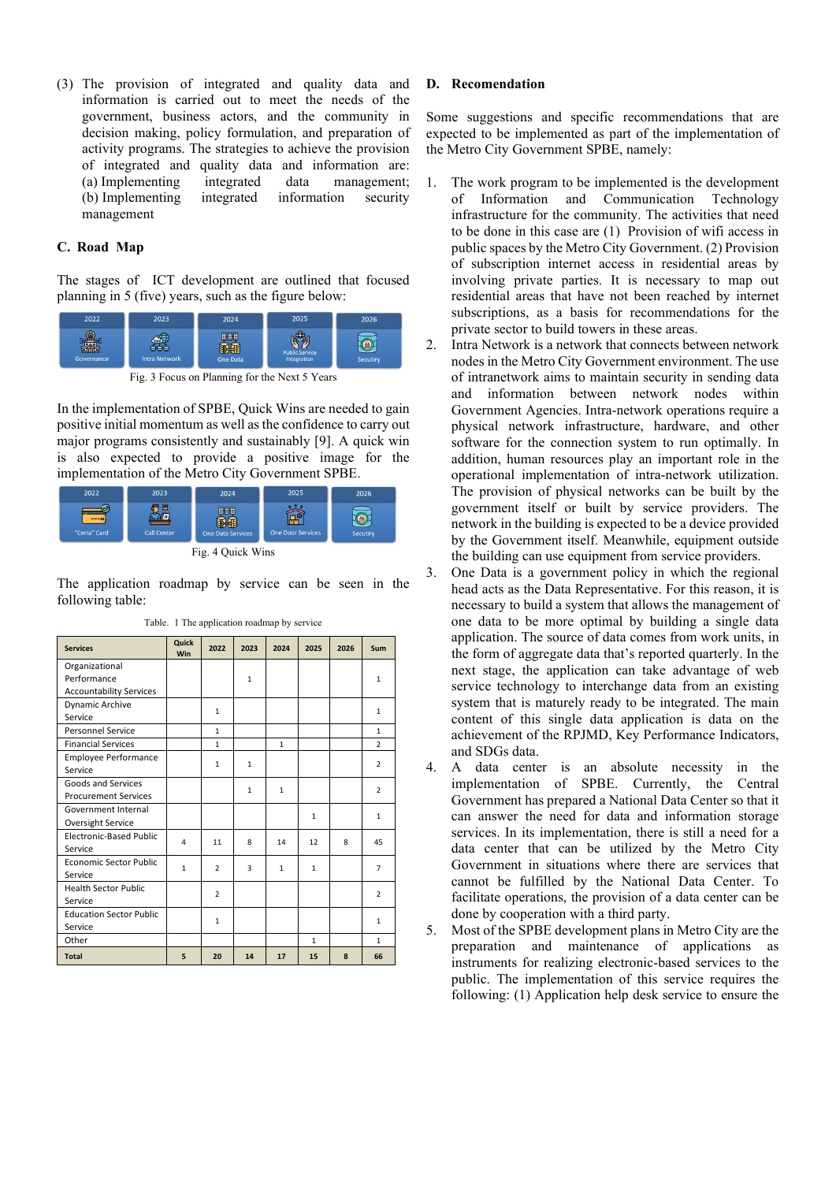(3) The provision of integrated and quality data and information is carried out to meet the needs of the government, business actors, and the community in decision making, policy formulation, and preparation of activity programs. The strategies to achieve the provision of integrated and quality data and information are: (a) Implementing integrated data management; (b) Implementing integrated information security management

### C. Road Map

The stages of ICT development are outlined that focused planning in 5 (five) years, such as the figure below:

Fig. 3 Focus on Planning for the Next 5 Years

In the implementation of SPBE, Quick Wins are needed to gain positive initial momentum as well as the confidence to carry out major programs consistently and sustainably [9]. A quick win is also expected to provide a positive image for the implementation of the Metro City Government SPBE.

Fig. 4 Quick Wins

The application roadmap by service can be seen in the following table:

Table. 1 The application roadmap by service

| Services | Quick Win | 2022 | 2023 | 2024 | 2025 | 2026 | Sum |
|---|---|---|---|---|---|---|---|
| Organizational Performance Accountability Services | | | 1 | | | | 1 |
| Dynamic Archive Service | | 1 | | | | | 1 |
| Personnel Service | | 1 | | | | | 1 |
| Financial Services | | 1 | | 1 | | | 2 |
| Employee Performance Service | | 1 | 1 | | | | 2 |
| Goods and Services Procurement Services | | | 1 | 1 | | | 2 |
| Government Internal Oversight Service | | | | | 1 | | 1 |
| Electronic-Based Public Service | 4 | 11 | 8 | 14 | 12 | 8 | 45 |
| Economic Sector Public Service | 1 | 2 | 3 | 1 | 1 | | 7 |
| Health Sector Public Service | | 2 | | | | | 2 |
| Education Sector Public Service | | 1 | | | | | 1 |
| Other | | | | | 1 | | 1 |
| **Total** | **5** | **20** | **14** | **17** | **15** | **8** | **66** |

### D. Recomendation

Some suggestions and specific recommendations that are expected to be implemented as part of the implementation of the Metro City Government SPBE, namely:

1. The work program to be implemented is the development of Information and Communication Technology infrastructure for the community. The activities that need to be done in this case are (1) Provision of wifi access in public spaces by the Metro City Government. (2) Provision of subscription internet access in residential areas by involving private parties. It is necessary to map out residential areas that have not been reached by internet subscriptions, as a basis for recommendations for the private sector to build towers in these areas.
2. Intra Network is a network that connects between network nodes in the Metro City Government environment. The use of intranetwork aims to maintain security in sending data and information between network nodes within Government Agencies. Intra-network operations require a physical network infrastructure, hardware, and other software for the connection system to run optimally. In addition, human resources play an important role in the operational implementation of intra-network utilization. The provision of physical networks can be built by the government itself or built by service providers. The network in the building is expected to be a device provided by the Government itself. Meanwhile, equipment outside the building can use equipment from service providers.
3. One Data is a government policy in which the regional head acts as the Data Representative. For this reason, it is necessary to build a system that allows the management of one data to be more optimal by building a single data application. The source of data comes from work units, in the form of aggregate data that's reported quarterly. In the next stage, the application can take advantage of web service technology to interchange data from an existing system that is maturely ready to be integrated. The main content of this single data application is data on the achievement of the RPJMD, Key Performance Indicators, and SDGs data.
4. A data center is an absolute necessity in the implementation of SPBE. Currently, the Central Government has prepared a National Data Center so that it can answer the need for data and information storage services. In its implementation, there is still a need for a data center that can be utilized by the Metro City Government in situations where there are services that cannot be fulfilled by the National Data Center. To facilitate operations, the provision of a data center can be done by cooperation with a third party.
5. Most of the SPBE development plans in Metro City are the preparation and maintenance of applications as instruments for realizing electronic-based services to the public. The implementation of this service requires the following: (1) Application help desk service to ensure the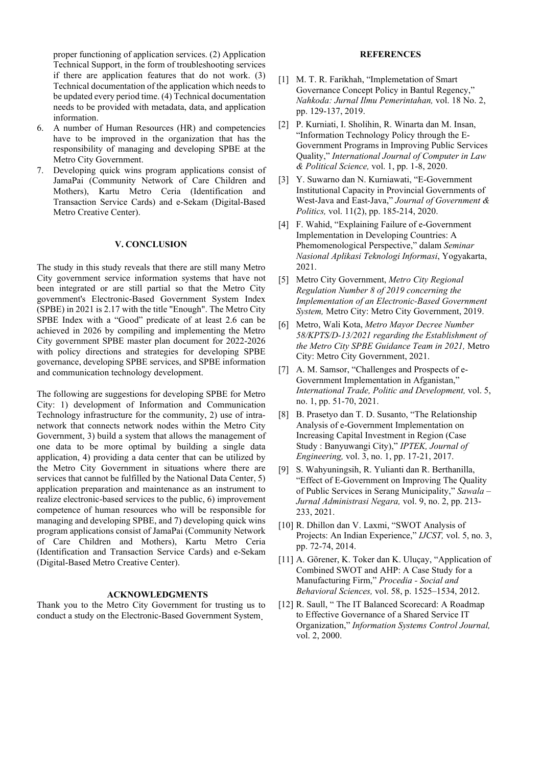proper functioning of application services. (2) Application Technical Support, in the form of troubleshooting services if there are application features that do not work. (3) Technical documentation of the application which needs to be updated every period time. (4) Technical documentation needs to be provided with metadata, data, and application information.

6. A number of Human Resources (HR) and competencies have to be improved in the organization that has the responsibility of managing and developing SPBE at the Metro City Government.
7. Developing quick wins program applications consist of JamaPai (Community Network of Care Children and Mothers), Kartu Metro Ceria (Identification and Transaction Service Cards) and e-Sekam (Digital-Based Metro Creative Center).

## V. CONCLUSION

The study in this study reveals that there are still many Metro City government service information systems that have not been integrated or are still partial so that the Metro City government's Electronic-Based Government System Index (SPBE) in 2021 is 2.17 with the title "Enough". The Metro City SPBE Index with a "Good" predicate of at least 2.6 can be achieved in 2026 by compiling and implementing the Metro City government SPBE master plan document for 2022-2026 with policy directions and strategies for developing SPBE governance, developing SPBE services, and SPBE information and communication technology development.

The following are suggestions for developing SPBE for Metro City: 1) development of Information and Communication Technology infrastructure for the community, 2) use of intra-network that connects network nodes within the Metro City Government, 3) build a system that allows the management of one data to be more optimal by building a single data application, 4) providing a data center that can be utilized by the Metro City Government in situations where there are services that cannot be fulfilled by the National Data Center, 5) application preparation and maintenance as an instrument to realize electronic-based services to the public, 6) improvement competence of human resources who will be responsible for managing and developing SPBE, and 7) developing quick wins program applications consist of JamaPai (Community Network of Care Children and Mothers), Kartu Metro Ceria (Identification and Transaction Service Cards) and e-Sekam (Digital-Based Metro Creative Center).

## ACKNOWLEDGMENTS

Thank you to the Metro City Government for trusting us to conduct a study on the Electronic-Based Government System.

## REFERENCES

[1] M. T. R. Farikhah, "Implemetation of Smart Governance Concept Policy in Bantul Regency," *Nahkoda: Jurnal Ilmu Pemerintahan,* vol. 18 No. 2, pp. 129-137, 2019.

[2] P. Kurniati, I. Sholihin, R. Winarta dan M. Insan, "Information Technology Policy through the E-Government Programs in Improving Public Services Quality," *International Journal of Computer in Law & Political Science,* vol. 1, pp. 1-8, 2020.

[3] Y. Suwarno dan N. Kurniawati, "E-Government Institutional Capacity in Provincial Governments of West-Java and East-Java," *Journal of Government & Politics,* vol. 11(2), pp. 185-214, 2020.

[4] F. Wahid, "Explaining Failure of e-Government Implementation in Developing Countries: A Phemomenological Perspective," dalam *Seminar Nasional Aplikasi Teknologi Informasi*, Yogyakarta, 2021.

[5] Metro City Government, *Metro City Regional Regulation Number 8 of 2019 concerning the Implementation of an Electronic-Based Government System,* Metro City: Metro City Government, 2019.

[6] Metro, Wali Kota, *Metro Mayor Decree Number 58/KPTS/D-13/2021 regarding the Establishment of the Metro City SPBE Guidance Team in 2021,* Metro City: Metro City Government, 2021.

[7] A. M. Samsor, "Challenges and Prospects of e-Government Implementation in Afganistan," *International Trade, Politic and Development,* vol. 5, no. 1, pp. 51-70, 2021.

[8] B. Prasetyo dan T. D. Susanto, "The Relationship Analysis of e-Government Implementation on Increasing Capital Investment in Region (Case Study : Banyuwangi City)," *IPTEK, Journal of Engineering,* vol. 3, no. 1, pp. 17-21, 2017.

[9] S. Wahyuningsih, R. Yulianti dan R. Berthanilla, "Effect of E-Government on Improving The Quality of Public Services in Serang Municipality," *Sawala – Jurnal Administrasi Negara,* vol. 9, no. 2, pp. 213-233, 2021.

[10] R. Dhillon dan V. Laxmi, "SWOT Analysis of Projects: An Indian Experience," *IJCST,* vol. 5, no. 3, pp. 72-74, 2014.

[11] A. Görener, K. Toker dan K. Uluçay, "Application of Combined SWOT and AHP: A Case Study for a Manufacturing Firm," *Procedia - Social and Behavioral Sciences,* vol. 58, p. 1525–1534, 2012.

[12] R. Saull, " The IT Balanced Scorecard: A Roadmap to Effective Governance of a Shared Service IT Organization," *Information Systems Control Journal,* vol. 2, 2000.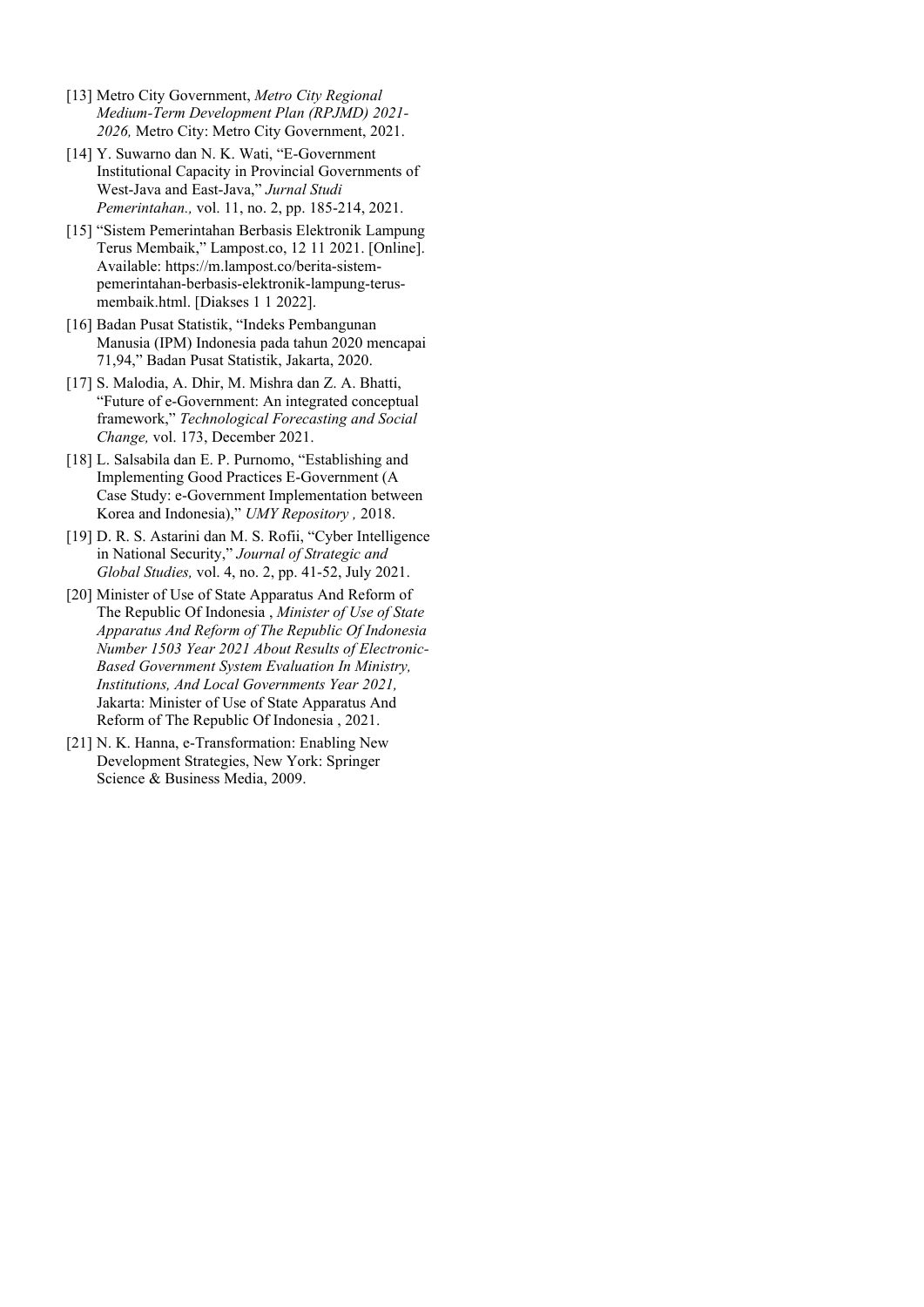[13] Metro City Government, *Metro City Regional Medium-Term Development Plan (RPJMD) 2021-2026,* Metro City: Metro City Government, 2021.

[14] Y. Suwarno dan N. K. Wati, "E-Government Institutional Capacity in Provincial Governments of West-Java and East-Java," *Jurnal Studi Pemerintahan.,* vol. 11, no. 2, pp. 185-214, 2021.

[15] "Sistem Pemerintahan Berbasis Elektronik Lampung Terus Membaik," Lampost.co, 12 11 2021. [Online]. Available: https://m.lampost.co/berita-sistem-pemerintahan-berbasis-elektronik-lampung-terus-membaik.html. [Diakses 1 1 2022].

[16] Badan Pusat Statistik, "Indeks Pembangunan Manusia (IPM) Indonesia pada tahun 2020 mencapai 71,94," Badan Pusat Statistik, Jakarta, 2020.

[17] S. Malodia, A. Dhir, M. Mishra dan Z. A. Bhatti, "Future of e-Government: An integrated conceptual framework," *Technological Forecasting and Social Change,* vol. 173, December 2021.

[18] L. Salsabila dan E. P. Purnomo, "Establishing and Implementing Good Practices E-Government (A Case Study: e-Government Implementation between Korea and Indonesia)," *UMY Repository ,* 2018.

[19] D. R. S. Astarini dan M. S. Rofii, "Cyber Intelligence in National Security," *Journal of Strategic and Global Studies,* vol. 4, no. 2, pp. 41-52, July 2021.

[20] Minister of Use of State Apparatus And Reform of The Republic Of Indonesia , *Minister of Use of State Apparatus And Reform of The Republic Of Indonesia Number 1503 Year 2021 About Results of Electronic-Based Government System Evaluation In Ministry, Institutions, And Local Governments Year 2021,* Jakarta: Minister of Use of State Apparatus And Reform of The Republic Of Indonesia , 2021.

[21] N. K. Hanna, e-Transformation: Enabling New Development Strategies, New York: Springer Science & Business Media, 2009.